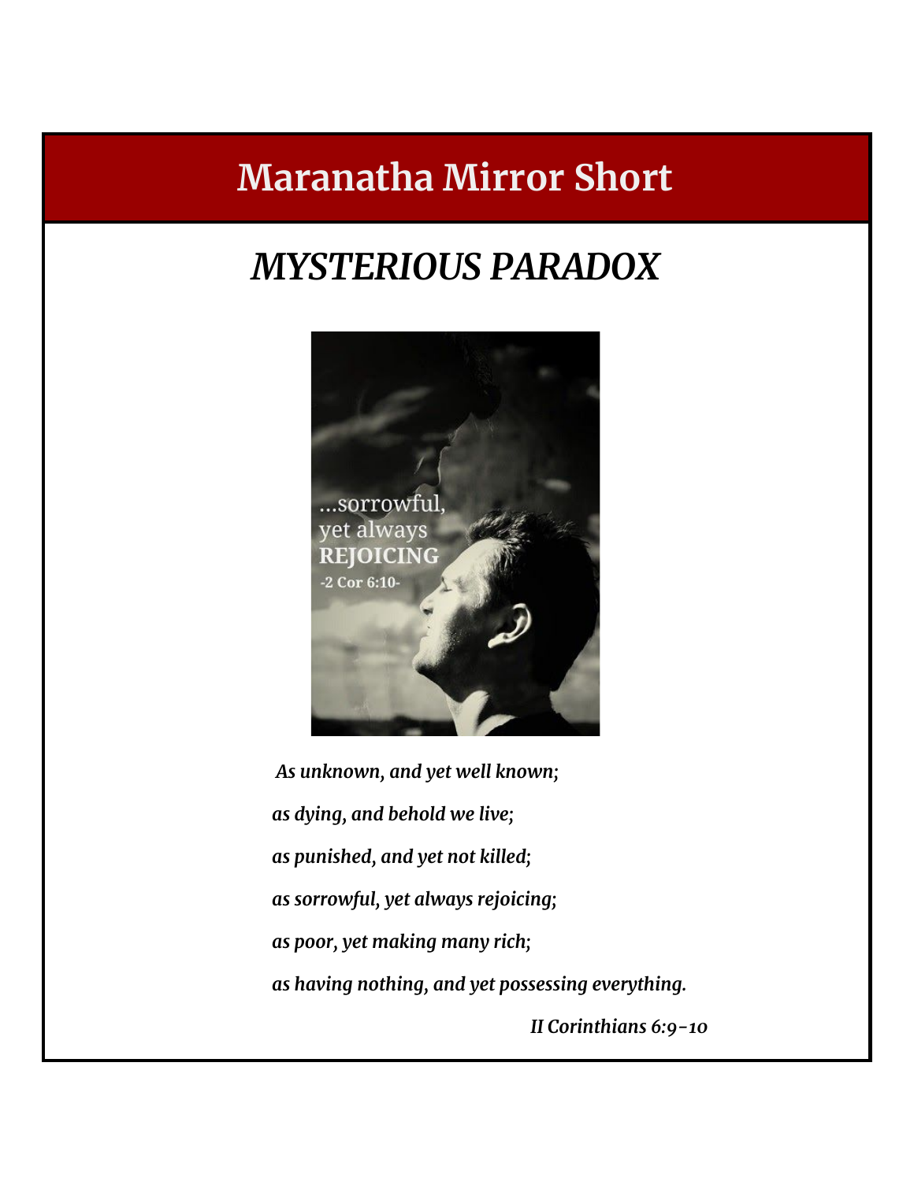# Maranatha Mirror Short

## *MYSTERIOUS PARADOX*

*As unknown, and yet well known;*

*as dying, and behold we live;*

*as punished, and yet not killed;*

*as sorrowful, yet always rejoicing;*

*as poor, yet making many rich;*

*as having nothing, and yet possessing everything.*

*II Corinthians 6:9-10*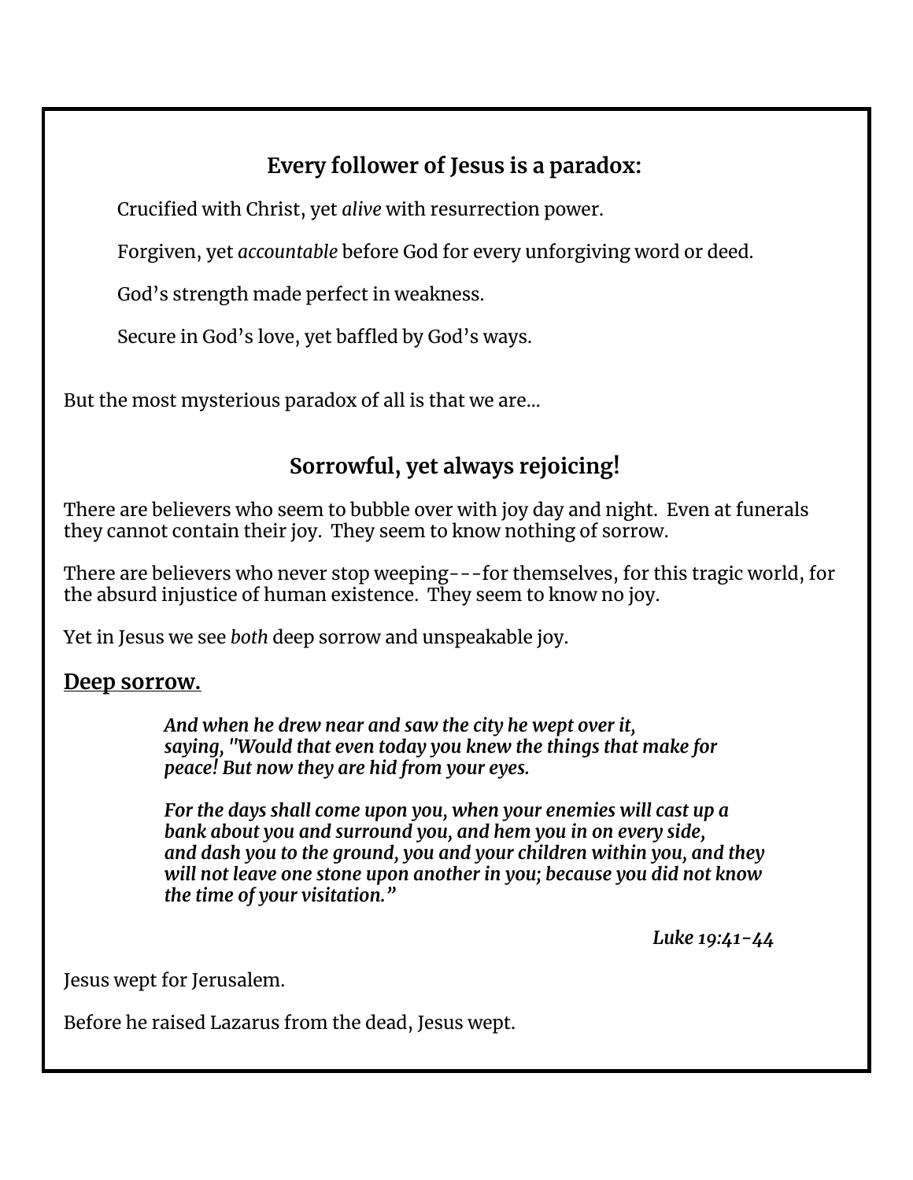## Every follower of Jesus is a paradox:

Crucified with Christ, yet *alive* with resurrection power.

Forgiven, yet *accountable* before God for every unforgiving word or deed.

God's strength made perfect in weakness.

Secure in God's love, yet baffled by God's ways.

But the most mysterious paradox of all is that we are…

## Sorrowful, yet always rejoicing!

There are believers who seem to bubble over with joy day and night. Even at funerals they cannot contain their joy. They seem to know nothing of sorrow.

There are believers who never stop weeping---for themselves, for this tragic world, for the absurd injustice of human existence. They seem to know no joy.

Yet in Jesus we see *both* deep sorrow and unspeakable joy.

**<u>Deep sorrow.</u>**

> ***And when he drew near and saw the city he wept over it, saying, "Would that even today you knew the things that make for peace! But now they are hid from your eyes.***
>
> ***For the days shall come upon you, when your enemies will cast up a bank about you and surround you, and hem you in on every side, and dash you to the ground, you and your children within you, and they will not leave one stone upon another in you; because you did not know the time of your visitation."***
>
> ***Luke 19:41-44***

Jesus wept for Jerusalem.

Before he raised Lazarus from the dead, Jesus wept.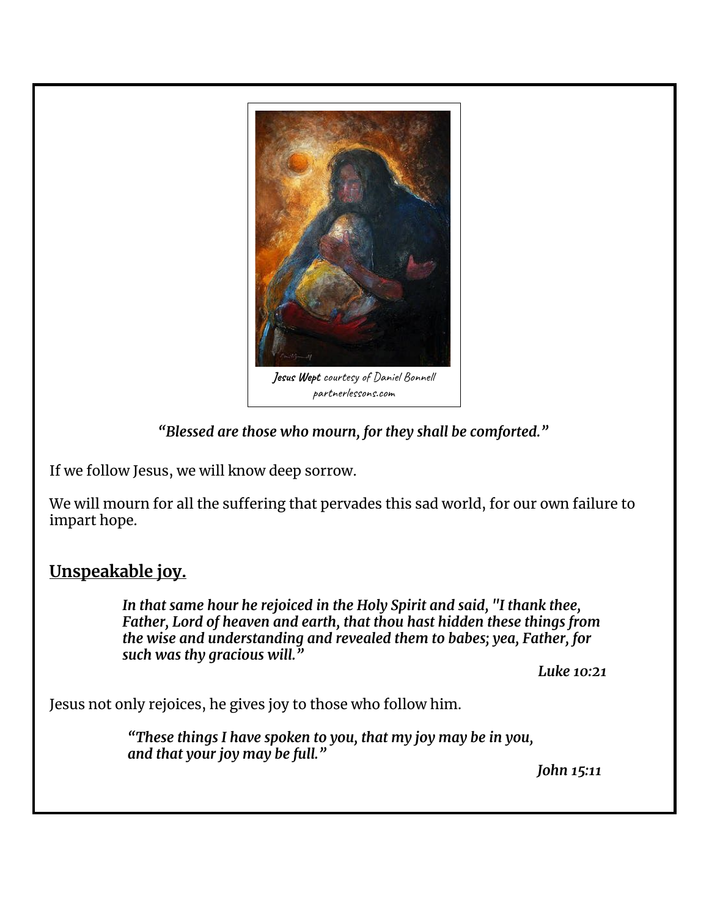*Jesus Wept* courtesy of Daniel Bonnell
partnerlessons.com

*"Blessed are those who mourn, for they shall be comforted."*

If we follow Jesus, we will know deep sorrow.

We will mourn for all the suffering that pervades this sad world, for our own failure to impart hope.

## Unspeakable joy.

> ***In that same hour he rejoiced in the Holy Spirit and said, "I thank thee, Father, Lord of heaven and earth, that thou hast hidden these things from the wise and understanding and revealed them to babes; yea, Father, for such was thy gracious will."***
>
> ***Luke 10:21***

Jesus not only rejoices, he gives joy to those who follow him.

> ***"These things I have spoken to you, that my joy may be in you, and that your joy may be full."***
>
> ***John 15:11***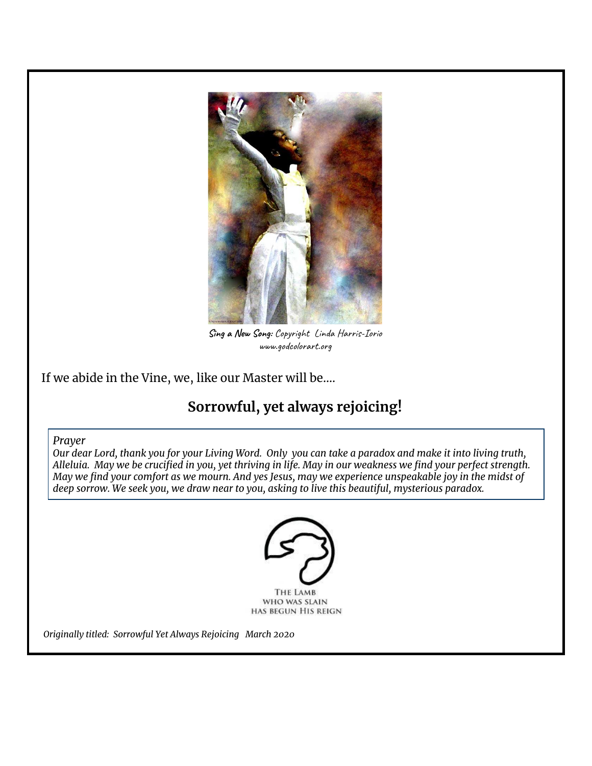**Sing a New Song:** Copyright Linda Harris-Iorio
www.godcolorart.org

If we abide in the Vine, we, like our Master will be....

## Sorrowful, yet always rejoicing!

*Prayer*
*Our dear Lord, thank you for your Living Word. Only you can take a paradox and make it into living truth, Alleluia. May we be crucified in you, yet thriving in life. May in our weakness we find your perfect strength. May we find your comfort as we mourn. And yes Jesus, may we experience unspeakable joy in the midst of deep sorrow. We seek you, we draw near to you, asking to live this beautiful, mysterious paradox.*

THE LAMB
WHO WAS SLAIN
HAS BEGUN HIS REIGN

*Originally titled: Sorrowful Yet Always Rejoicing March 2020*